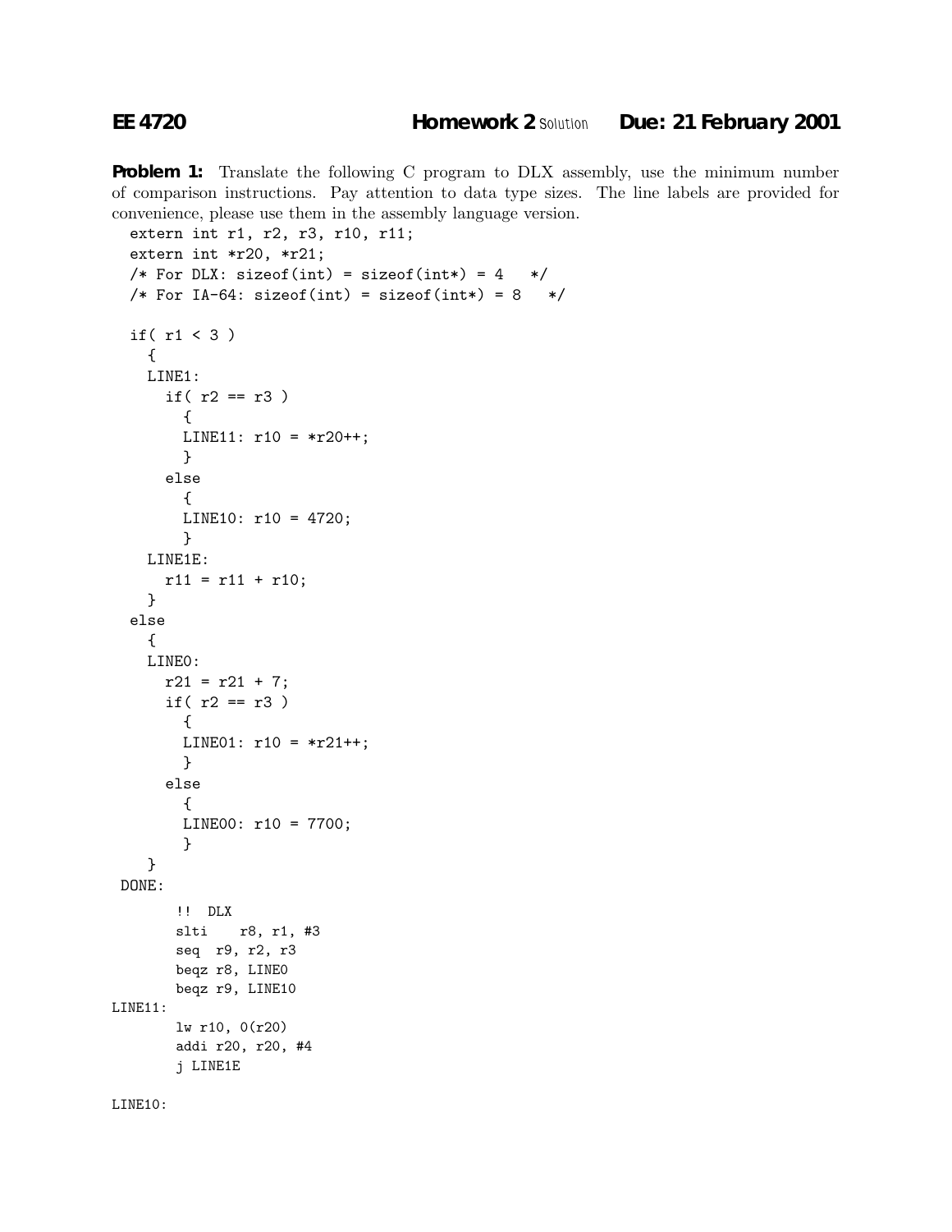**EE 4720** **Homework 2** Solution **Due: 21 February 2001**

**Problem 1:** Translate the following C program to DLX assembly, use the minimum number of comparison instructions. Pay attention to data type sizes. The line labels are provided for convenience, please use them in the assembly language version.

```
extern int r1, r2, r3, r10, r11;
extern int *r20, *r21;
/* For DLX: sizeof(int) = sizeof(int*) = 4   */
/* For IA-64: sizeof(int) = sizeof(int*) = 8   */

if( r1 < 3 )
  {
  LINE1:
    if( r2 == r3 )
      {
      LINE11: r10 = *r20++;
      }
    else
      {
      LINE10: r10 = 4720;
      }
  LINE1E:
    r11 = r11 + r10;
  }
else
  {
  LINE0:
    r21 = r21 + 7;
    if( r2 == r3 )
      {
      LINE01: r10 = *r21++;
      }
    else
      {
      LINE00: r10 = 7700;
      }
  }
DONE:
```

```
        !!  DLX
        slti   r8, r1, #3
        seq  r9, r2, r3
        beqz r8, LINE0
        beqz r9, LINE10
LINE11:
        lw r10, 0(r20)
        addi r20, r20, #4
        j LINE1E

LINE10:
```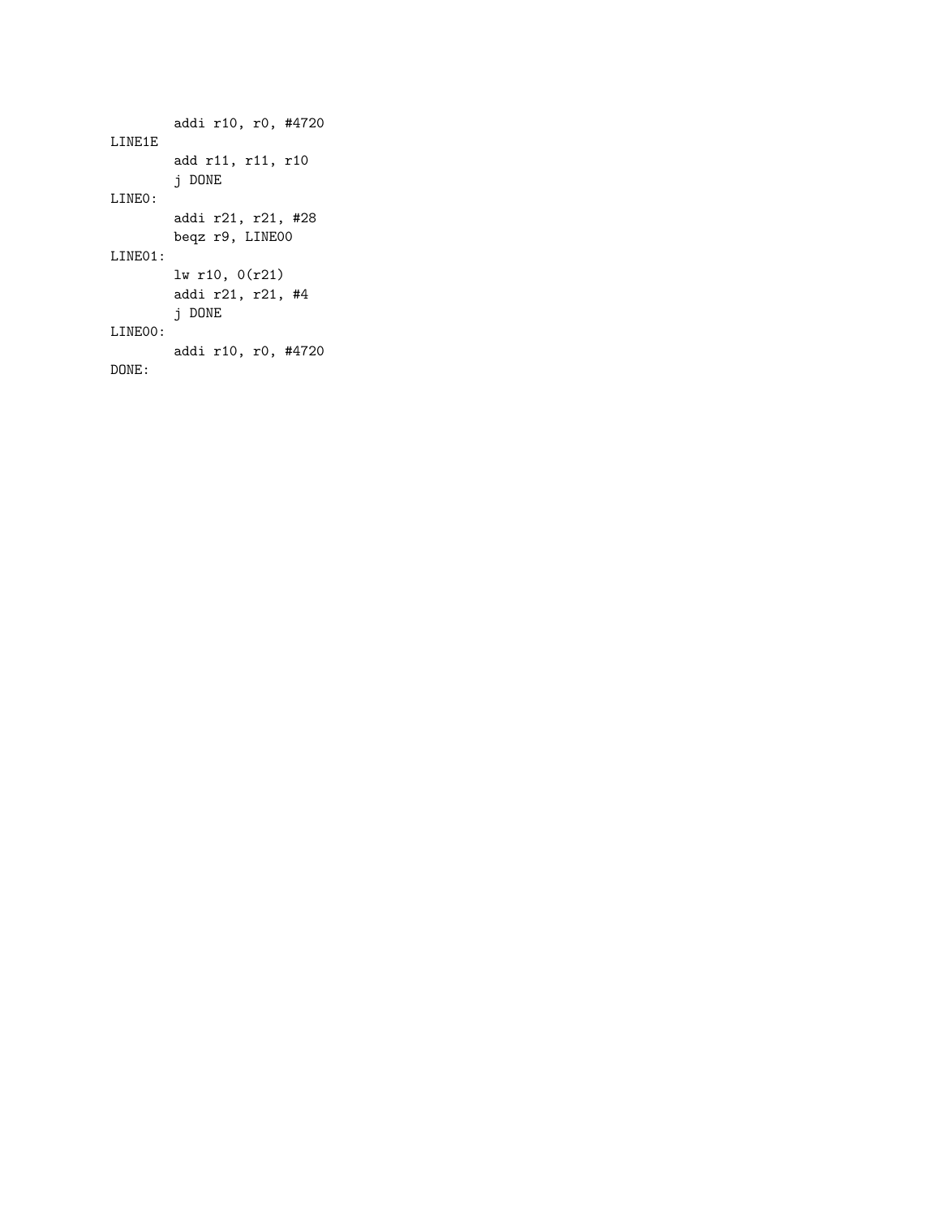```
        addi r10, r0, #4720
LINE1E
        add r11, r11, r10
        j DONE
LINE0:
        addi r21, r21, #28
        beqz r9, LINE00
LINE01:
        lw r10, 0(r21)
        addi r21, r21, #4
        j DONE
LINE00:
        addi r10, r0, #4720
DONE:
```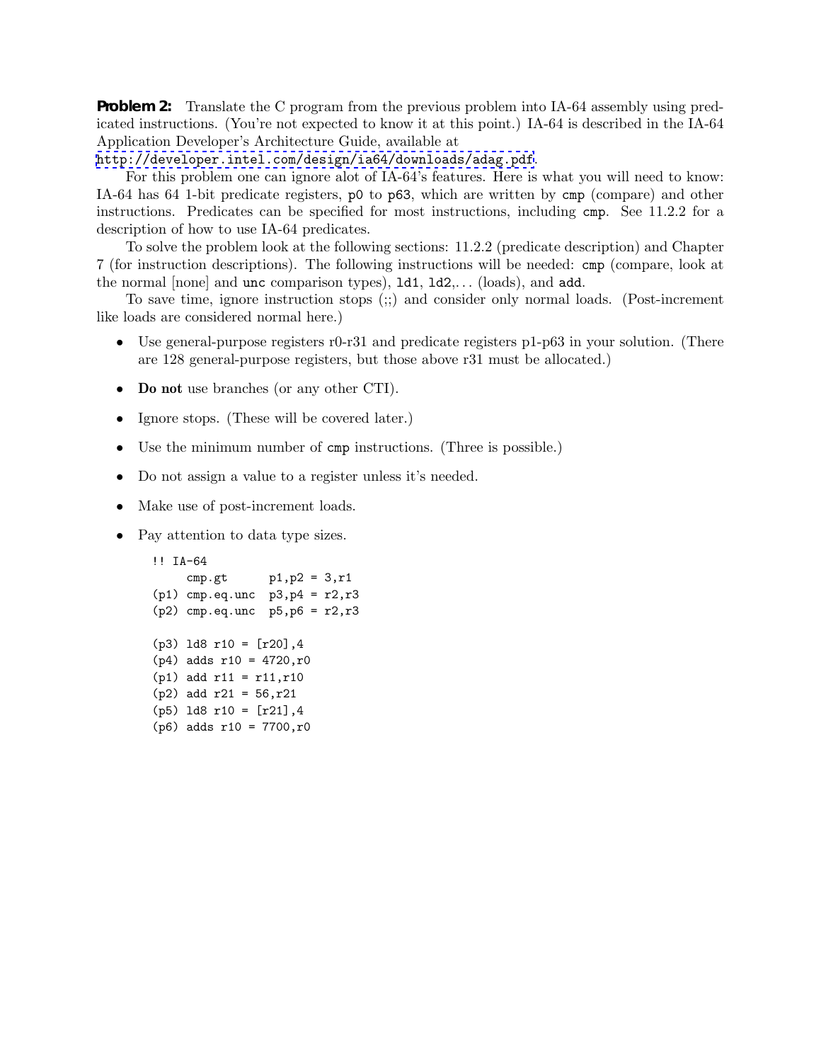**Problem 2:** Translate the C program from the previous problem into IA-64 assembly using predicated instructions. (You're not expected to know it at this point.) IA-64 is described in the IA-64 Application Developer's Architecture Guide, available at http://developer.intel.com/design/ia64/downloads/adag.pdf.

For this problem one can ignore alot of IA-64's features. Here is what you will need to know: IA-64 has 64 1-bit predicate registers, `p0` to `p63`, which are written by `cmp` (compare) and other instructions. Predicates can be specified for most instructions, including `cmp`. See 11.2.2 for a description of how to use IA-64 predicates.

To solve the problem look at the following sections: 11.2.2 (predicate description) and Chapter 7 (for instruction descriptions). The following instructions will be needed: `cmp` (compare, look at the normal [none] and `unc` comparison types), `ld1`, `ld2`,... (loads), and `add`.

To save time, ignore instruction stops (;;) and consider only normal loads. (Post-increment like loads are considered normal here.)

- Use general-purpose registers r0-r31 and predicate registers p1-p63 in your solution. (There are 128 general-purpose registers, but those above r31 must be allocated.)
- **Do not** use branches (or any other CTI).
- Ignore stops. (These will be covered later.)
- Use the minimum number of `cmp` instructions. (Three is possible.)
- Do not assign a value to a register unless it's needed.
- Make use of post-increment loads.
- Pay attention to data type sizes.

```
!! IA-64
     cmp.gt      p1,p2 = 3,r1
(p1) cmp.eq.unc  p3,p4 = r2,r3
(p2) cmp.eq.unc  p5,p6 = r2,r3

(p3) ld8 r10 = [r20],4
(p4) adds r10 = 4720,r0
(p1) add r11 = r11,r10
(p2) add r21 = 56,r21
(p5) ld8 r10 = [r21],4
(p6) adds r10 = 7700,r0
```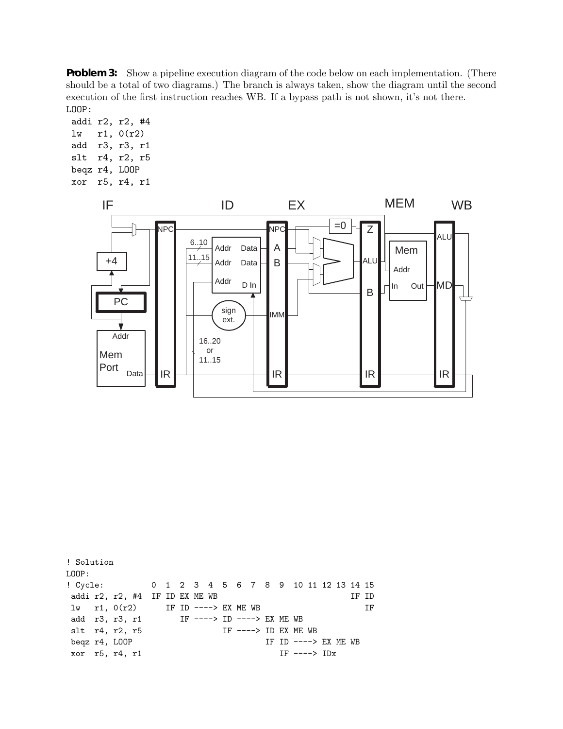**Problem 3:** Show a pipeline execution diagram of the code below on each implementation. (There should be a total of two diagrams.) The branch is always taken, show the diagram until the second execution of the first instruction reaches WB. If a bypass path is not shown, it's not there.

```
LOOP:
 addi r2, r2, #4
 lw   r1, 0(r2)
 add  r3, r3, r1
 slt  r4, r2, r5
 beqz r4, LOOP
 xor  r5, r4, r1
```

IF

ID

EX

MEM

WB

NPC

NPC

=0

Z

6..10

Addr

Data

A

ALU

11..15

Addr

Data

B

Mem

+4

ALU

Addr

Addr

D In

In

Out

MD

B

PC

sign ext.

IMM

Addr

16..20 or 11..15

Mem Port

Data

IR

IR

IR

IR

```
! Solution
LOOP:
! Cycle:          0  1  2  3  4  5  6  7  8  9  10 11 12 13 14 15
 addi r2, r2, #4  IF ID EX ME WB                             IF ID
 lw   r1, 0(r2)      IF ID ----> EX ME WB                       IF
 add  r3, r3, r1        IF ----> ID ----> EX ME WB
 slt  r4, r2, r5                 IF ----> ID EX ME WB
 beqz r4, LOOP                            IF ID ----> EX ME WB
 xor  r5, r4, r1                             IF ----> IDx
```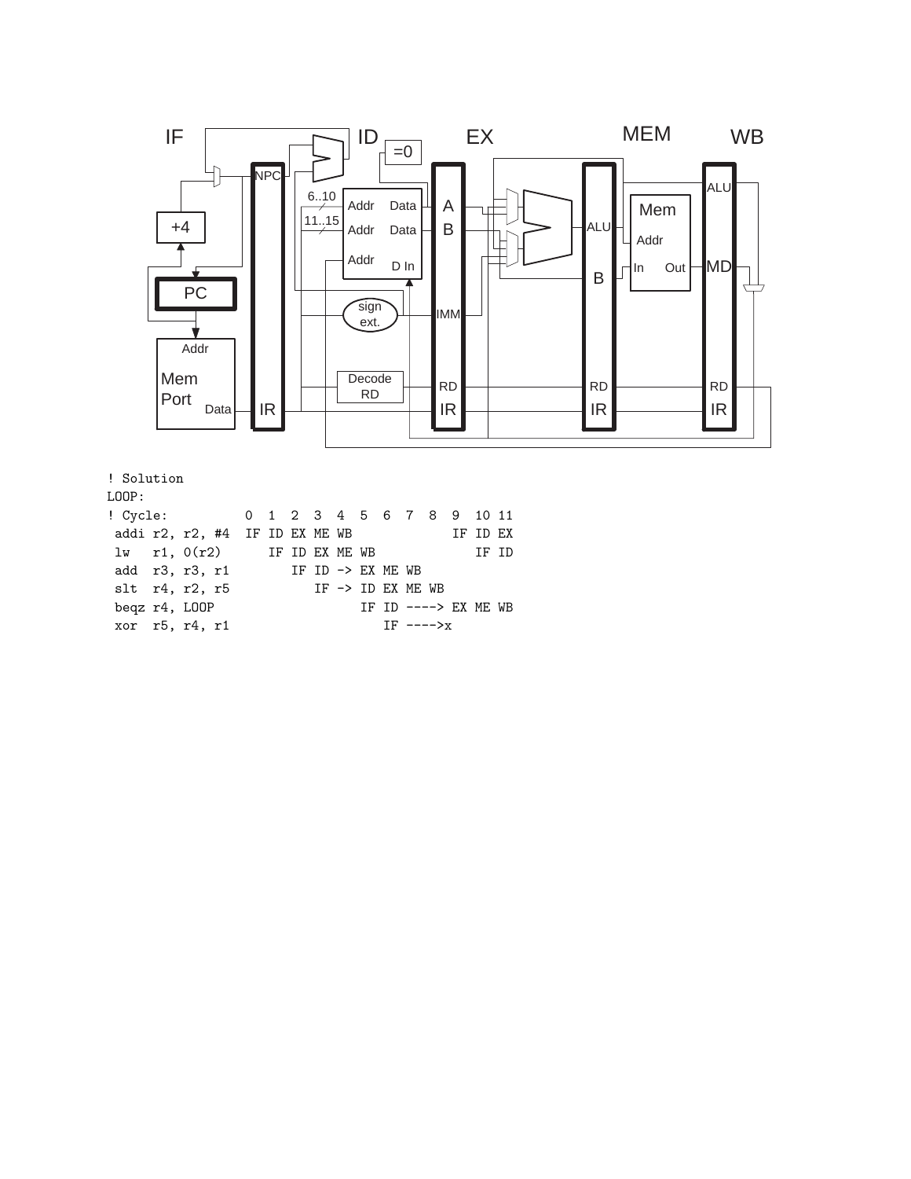```
! Solution
LOOP:
! Cycle:           0  1  2  3  4  5  6  7  8  9  10 11
 addi r2, r2, #4  IF ID EX ME WB             IF ID EX
 lw   r1, 0(r2)      IF ID EX ME WB             IF ID
 add  r3, r3, r1        IF ID -> EX ME WB
 slt  r4, r2, r5           IF -> ID EX ME WB
 beqz r4, LOOP                   IF ID ----> EX ME WB
 xor  r5, r4, r1                    IF ---->x
```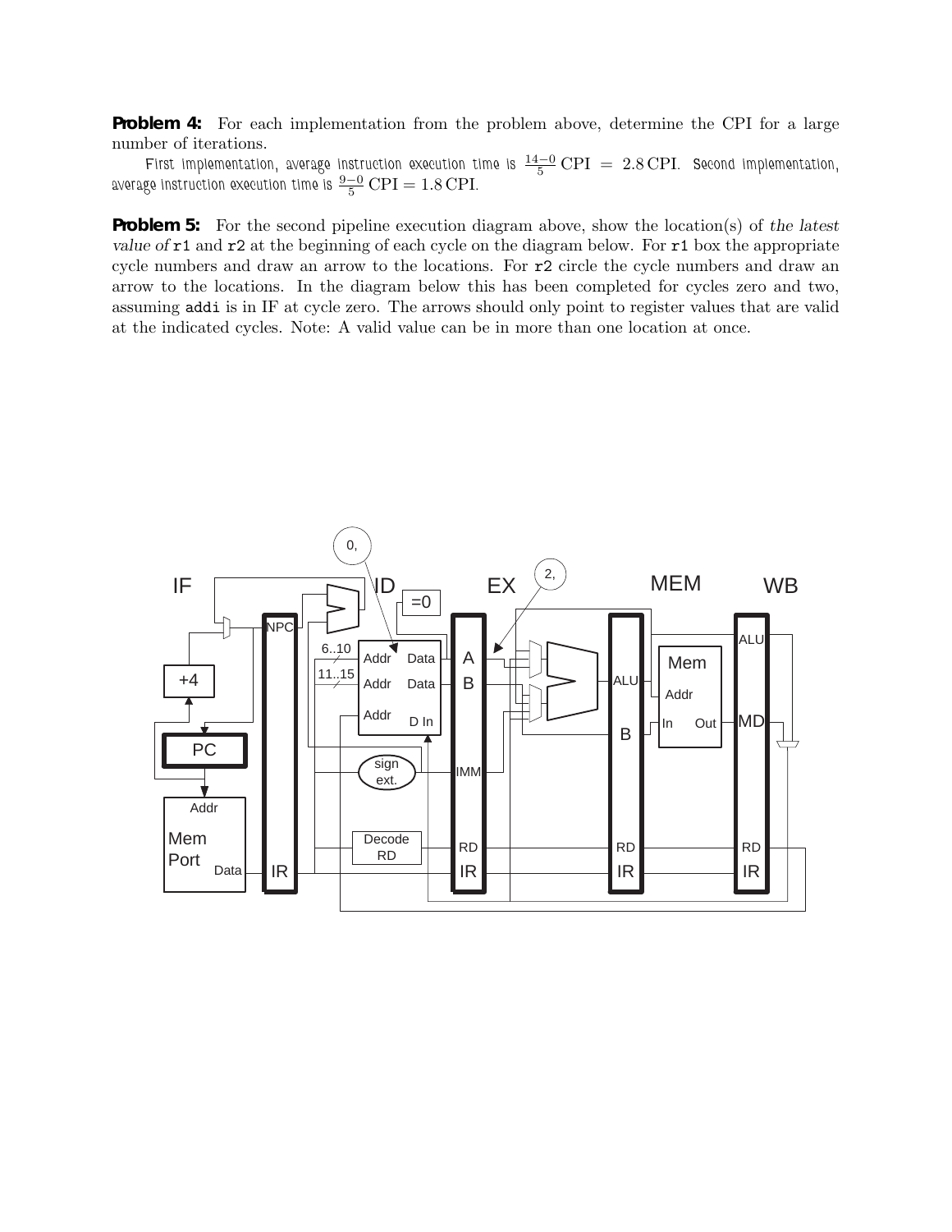**Problem 4:** For each implementation from the problem above, determine the CPI for a large number of iterations.

First implementation, average instruction execution time is $\frac{14-0}{5}\,\mathrm{CPI} = 2.8\,\mathrm{CPI}$. Second implementation, average instruction execution time is $\frac{9-0}{5}\,\mathrm{CPI} = 1.8\,\mathrm{CPI}$.

**Problem 5:** For the second pipeline execution diagram above, show the location(s) of *the latest value of* `r1` and `r2` at the beginning of each cycle on the diagram below. For `r1` box the appropriate cycle numbers and draw an arrow to the locations. For `r2` circle the cycle numbers and draw an arrow to the locations. In the diagram below this has been completed for cycles zero and two, assuming `addi` is in IF at cycle zero. The arrows should only point to register values that are valid at the indicated cycles. Note: A valid value can be in more than one location at once.

0,

2,

IF

ID

EX

MEM

WB

=0

NPC

6..10

11..15

Addr

Data

Addr

Data

Addr

D In

A

B

+4

PC

sign ext.

IMM

ALU

B

Mem

Addr

In

Out

ALU

MD

Addr

Mem Port

Data

IR

Decode RD

RD

IR

RD

IR

RD

IR